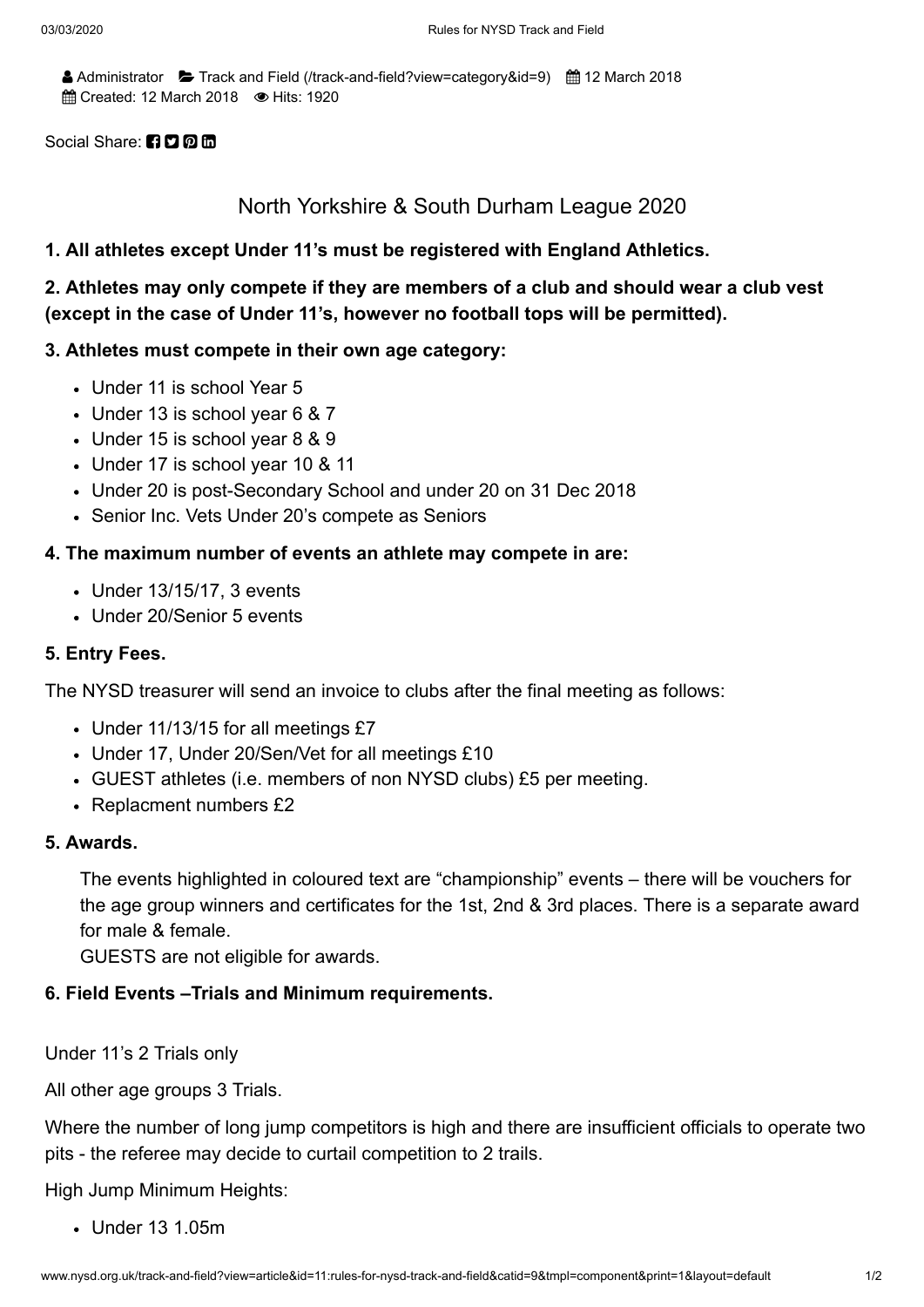Administrator Track and Field (/track-and-field?view=category&id=9) 12 March 2018
Created: 12 March 2018 Hits: 1920

Social Share:

## North Yorkshire & South Durham League 2020

**1. All athletes except Under 11's must be registered with England Athletics.**

**2. Athletes may only compete if they are members of a club and should wear a club vest (except in the case of Under 11's, however no football tops will be permitted).**

**3. Athletes must compete in their own age category:**

- Under 11 is school Year 5
- Under 13 is school year 6 & 7
- Under 15 is school year 8 & 9
- Under 17 is school year 10 & 11
- Under 20 is post-Secondary School and under 20 on 31 Dec 2018
- Senior Inc. Vets Under 20's compete as Seniors

**4. The maximum number of events an athlete may compete in are:**

- Under 13/15/17, 3 events
- Under 20/Senior 5 events

**5. Entry Fees.**

The NYSD treasurer will send an invoice to clubs after the final meeting as follows:

- Under 11/13/15 for all meetings £7
- Under 17, Under 20/Sen/Vet for all meetings £10
- GUEST athletes (i.e. members of non NYSD clubs) £5 per meeting.
- Replacment numbers £2

**5. Awards.**

The events highlighted in coloured text are "championship" events – there will be vouchers for the age group winners and certificates for the 1st, 2nd & 3rd places. There is a separate award for male & female.
GUESTS are not eligible for awards.

**6. Field Events –Trials and Minimum requirements.**

Under 11's 2 Trials only

All other age groups 3 Trials.

Where the number of long jump competitors is high and there are insufficient officials to operate two pits - the referee may decide to curtail competition to 2 trails.

High Jump Minimum Heights:

- Under 13 1.05m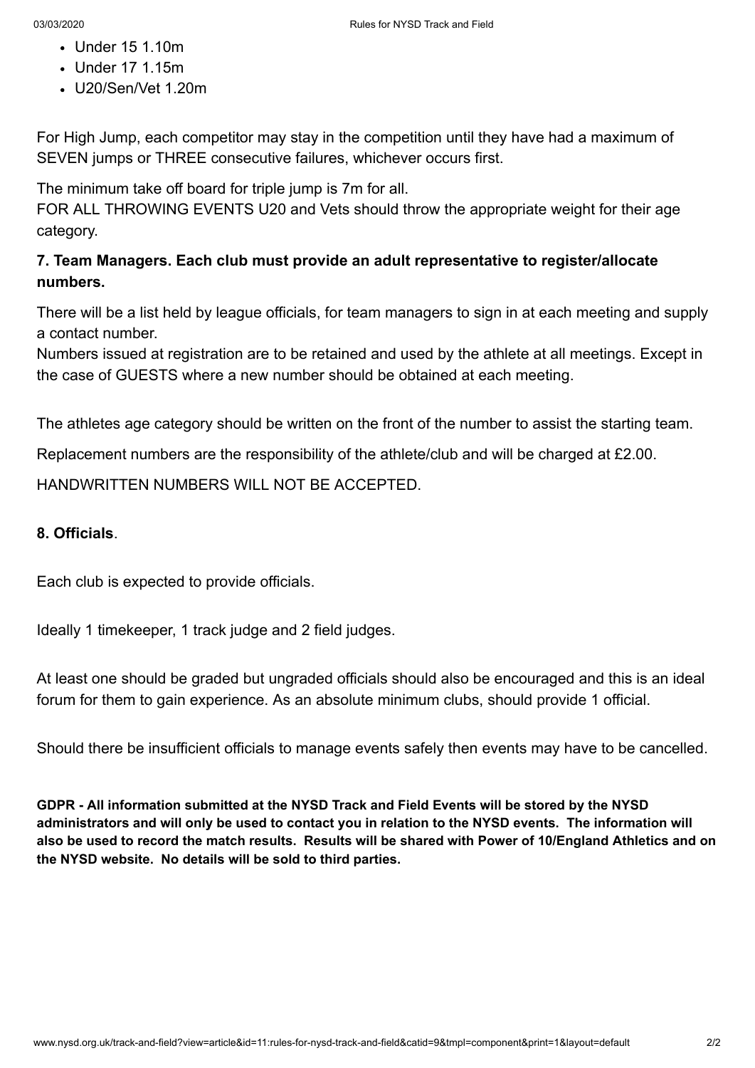- Under 15 1.10m
- Under 17 1.15m
- U20/Sen/Vet 1.20m

For High Jump, each competitor may stay in the competition until they have had a maximum of SEVEN jumps or THREE consecutive failures, whichever occurs first.

The minimum take off board for triple jump is 7m for all.
FOR ALL THROWING EVENTS U20 and Vets should throw the appropriate weight for their age category.

### 7. Team Managers. Each club must provide an adult representative to register/allocate numbers.

There will be a list held by league officials, for team managers to sign in at each meeting and supply a contact number.
Numbers issued at registration are to be retained and used by the athlete at all meetings. Except in the case of GUESTS where a new number should be obtained at each meeting.

The athletes age category should be written on the front of the number to assist the starting team.

Replacement numbers are the responsibility of the athlete/club and will be charged at £2.00.

HANDWRITTEN NUMBERS WILL NOT BE ACCEPTED.

### 8. Officials.

Each club is expected to provide officials.

Ideally 1 timekeeper, 1 track judge and 2 field judges.

At least one should be graded but ungraded officials should also be encouraged and this is an ideal forum for them to gain experience. As an absolute minimum clubs, should provide 1 official.

Should there be insufficient officials to manage events safely then events may have to be cancelled.

**GDPR - All information submitted at the NYSD Track and Field Events will be stored by the NYSD administrators and will only be used to contact you in relation to the NYSD events. The information will also be used to record the match results. Results will be shared with Power of 10/England Athletics and on the NYSD website. No details will be sold to third parties.**